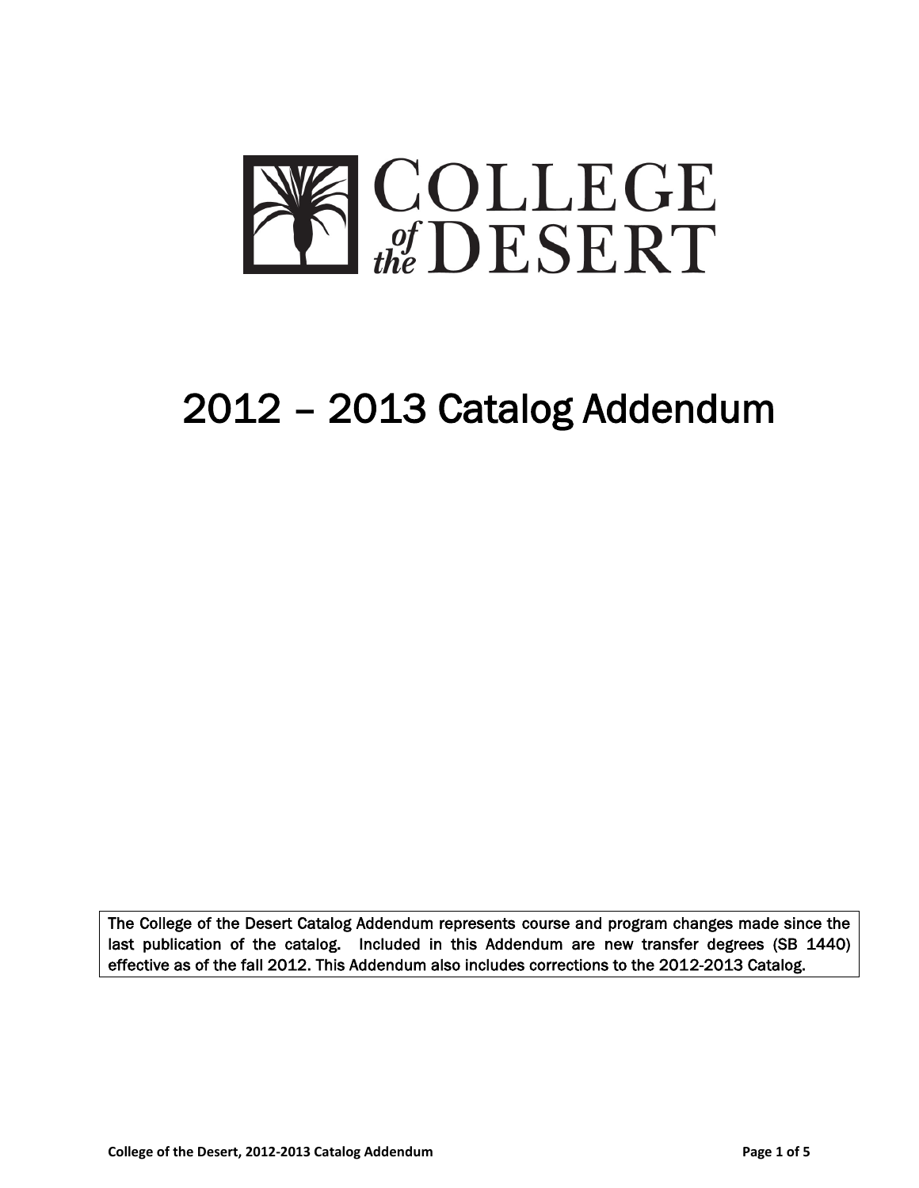# COLLEGE of the DESERT

# 2012 – 2013 Catalog Addendum

The College of the Desert Catalog Addendum represents course and program changes made since the last publication of the catalog. Included in this Addendum are new transfer degrees (SB 1440) effective as of the fall 2012. This Addendum also includes corrections to the 2012-2013 Catalog.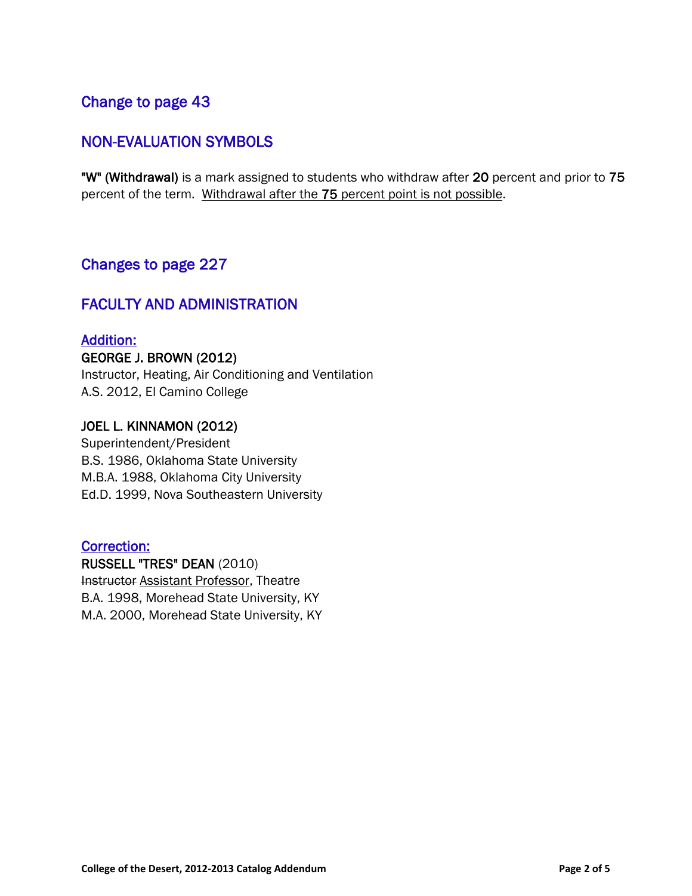## Change to page 43

## NON-EVALUATION SYMBOLS

**"W" (Withdrawal)** is a mark assigned to students who withdraw after 20 percent and prior to 75 percent of the term. <u>Withdrawal after the 75 percent point is not possible</u>.

## Changes to page 227

## FACULTY AND ADMINISTRATION

<u>Addition:</u>

**GEORGE J. BROWN (2012)**
Instructor, Heating, Air Conditioning and Ventilation
A.S. 2012, El Camino College

**JOEL L. KINNAMON (2012)**
Superintendent/President
B.S. 1986, Oklahoma State University
M.B.A. 1988, Oklahoma City University
Ed.D. 1999, Nova Southeastern University

<u>Correction:</u>

**RUSSELL "TRES" DEAN** (2010)
~~Instructor~~ <u>Assistant Professor</u>, Theatre
B.A. 1998, Morehead State University, KY
M.A. 2000, Morehead State University, KY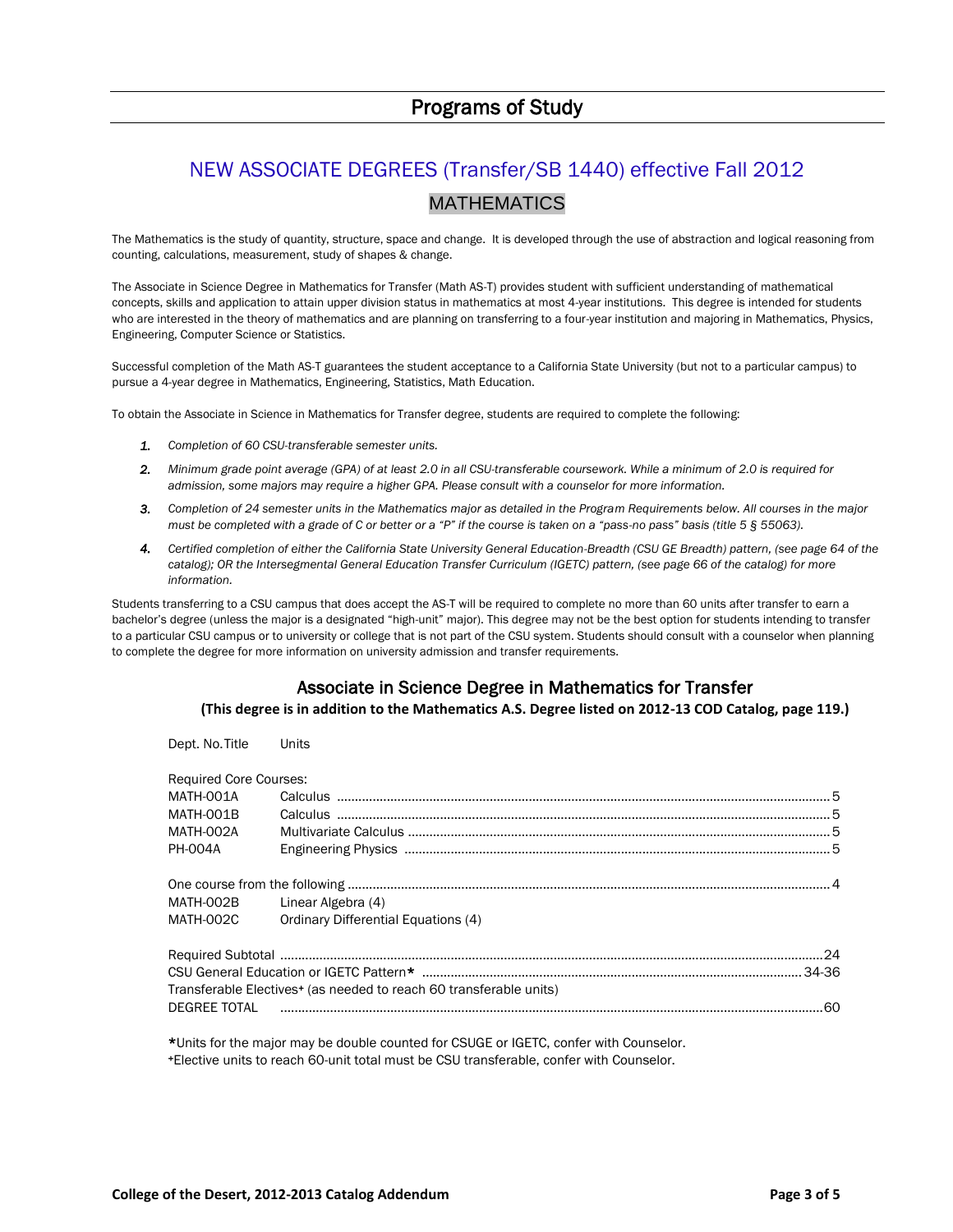# Programs of Study

## NEW ASSOCIATE DEGREES (Transfer/SB 1440) effective Fall 2012

## MATHEMATICS

The Mathematics is the study of quantity, structure, space and change. It is developed through the use of abstraction and logical reasoning from counting, calculations, measurement, study of shapes & change.

The Associate in Science Degree in Mathematics for Transfer (Math AS-T) provides student with sufficient understanding of mathematical concepts, skills and application to attain upper division status in mathematics at most 4-year institutions. This degree is intended for students who are interested in the theory of mathematics and are planning on transferring to a four-year institution and majoring in Mathematics, Physics, Engineering, Computer Science or Statistics.

Successful completion of the Math AS-T guarantees the student acceptance to a California State University (but not to a particular campus) to pursue a 4-year degree in Mathematics, Engineering, Statistics, Math Education.

To obtain the Associate in Science in Mathematics for Transfer degree, students are required to complete the following:

1. *Completion of 60 CSU-transferable semester units.*
2. *Minimum grade point average (GPA) of at least 2.0 in all CSU-transferable coursework. While a minimum of 2.0 is required for admission, some majors may require a higher GPA. Please consult with a counselor for more information.*
3. *Completion of 24 semester units in the Mathematics major as detailed in the Program Requirements below. All courses in the major must be completed with a grade of C or better or a "P" if the course is taken on a "pass-no pass" basis (title 5 § 55063).*
4. *Certified completion of either the California State University General Education-Breadth (CSU GE Breadth) pattern, (see page 64 of the catalog); OR the Intersegmental General Education Transfer Curriculum (IGETC) pattern, (see page 66 of the catalog) for more information.*

Students transferring to a CSU campus that does accept the AS-T will be required to complete no more than 60 units after transfer to earn a bachelor's degree (unless the major is a designated "high-unit" major). This degree may not be the best option for students intending to transfer to a particular CSU campus or to university or college that is not part of the CSU system. Students should consult with a counselor when planning to complete the degree for more information on university admission and transfer requirements.

### Associate in Science Degree in Mathematics for Transfer

**(This degree is in addition to the Mathematics A.S. Degree listed on 2012-13 COD Catalog, page 119.)**

| Dept. No. | Title | Units |
|---|---|---|
| **Required Core Courses:** | | |
| MATH-001A | Calculus | 5 |
| MATH-001B | Calculus | 5 |
| MATH-002A | Multivariate Calculus | 5 |
| PH-004A | Engineering Physics | 5 |
| One course from the following | | 4 |
| MATH-002B | Linear Algebra (4) | |
| MATH-002C | Ordinary Differential Equations (4) | |
| Required Subtotal | | 24 |
| CSU General Education or IGETC Pattern* | | 34-36 |
| Transferable Electives+ (as needed to reach 60 transferable units) | | |
| DEGREE TOTAL | | 60 |

*Units for the major may be double counted for CSUGE or IGETC, confer with Counselor.
+Elective units to reach 60-unit total must be CSU transferable, confer with Counselor.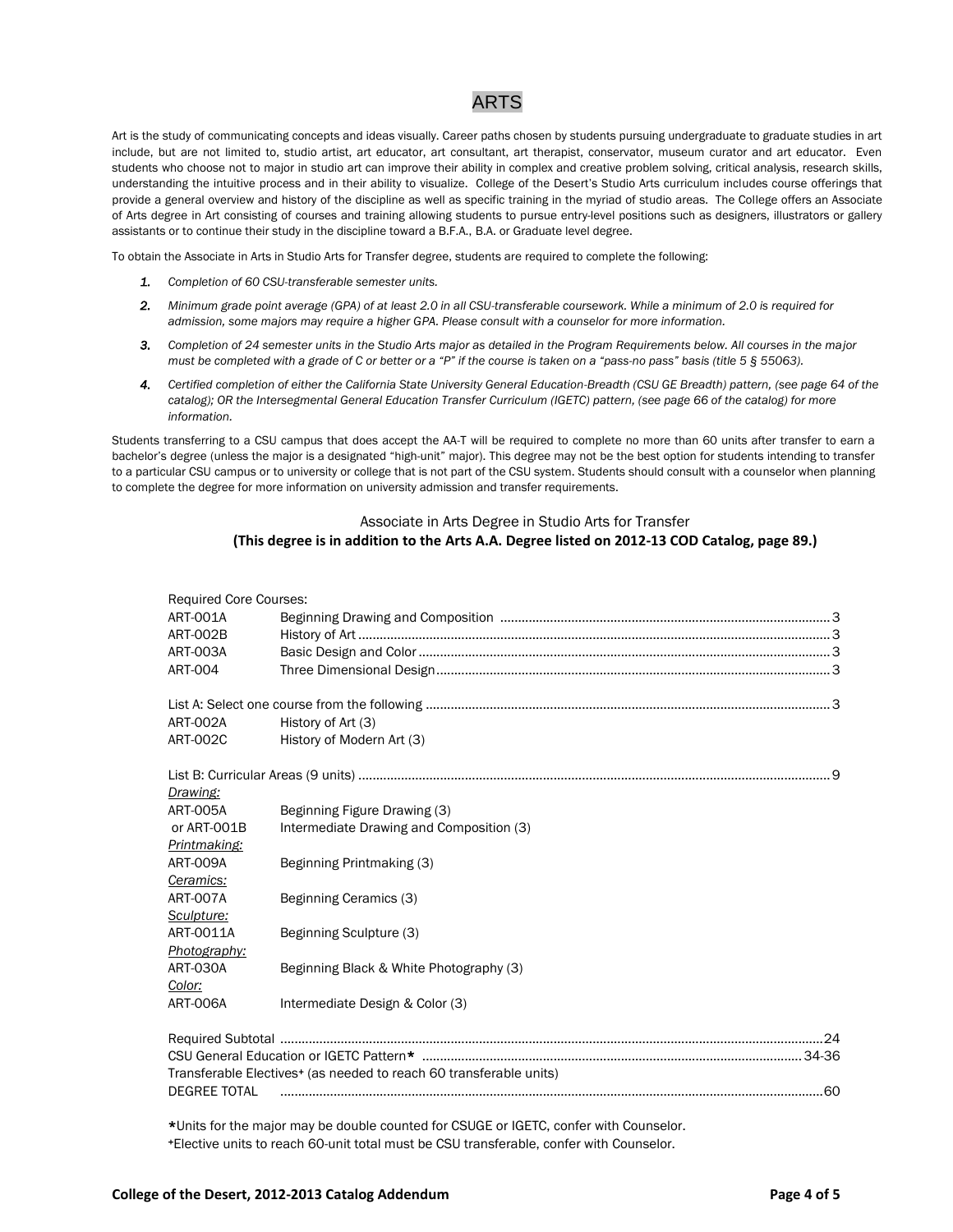# ARTS

Art is the study of communicating concepts and ideas visually. Career paths chosen by students pursuing undergraduate to graduate studies in art include, but are not limited to, studio artist, art educator, art consultant, art therapist, conservator, museum curator and art educator. Even students who choose not to major in studio art can improve their ability in complex and creative problem solving, critical analysis, research skills, understanding the intuitive process and in their ability to visualize. College of the Desert's Studio Arts curriculum includes course offerings that provide a general overview and history of the discipline as well as specific training in the myriad of studio areas. The College offers an Associate of Arts degree in Art consisting of courses and training allowing students to pursue entry-level positions such as designers, illustrators or gallery assistants or to continue their study in the discipline toward a B.F.A., B.A. or Graduate level degree.

To obtain the Associate in Arts in Studio Arts for Transfer degree, students are required to complete the following:

1. *Completion of 60 CSU-transferable semester units.*
2. *Minimum grade point average (GPA) of at least 2.0 in all CSU-transferable coursework. While a minimum of 2.0 is required for admission, some majors may require a higher GPA. Please consult with a counselor for more information.*
3. *Completion of 24 semester units in the Studio Arts major as detailed in the Program Requirements below. All courses in the major must be completed with a grade of C or better or a "P" if the course is taken on a "pass-no pass" basis (title 5 § 55063).*
4. *Certified completion of either the California State University General Education-Breadth (CSU GE Breadth) pattern, (see page 64 of the catalog); OR the Intersegmental General Education Transfer Curriculum (IGETC) pattern, (see page 66 of the catalog) for more information.*

Students transferring to a CSU campus that does accept the AA-T will be required to complete no more than 60 units after transfer to earn a bachelor's degree (unless the major is a designated "high-unit" major). This degree may not be the best option for students intending to transfer to a particular CSU campus or to university or college that is not part of the CSU system. Students should consult with a counselor when planning to complete the degree for more information on university admission and transfer requirements.

## Associate in Arts Degree in Studio Arts for Transfer

**(This degree is in addition to the Arts A.A. Degree listed on 2012-13 COD Catalog, page 89.)**

Required Core Courses:

| Course | Title | Units |
|---|---|---|
| ART-001A | Beginning Drawing and Composition | 3 |
| ART-002B | History of Art | 3 |
| ART-003A | Basic Design and Color | 3 |
| ART-004 | Three Dimensional Design | 3 |

List A: Select one course from the following ..... 3

| Course | Title |
|---|---|
| ART-002A | History of Art (3) |
| ART-002C | History of Modern Art (3) |

List B: Curricular Areas (9 units) ..... 9

| Course | Title |
|---|---|
| *Drawing:* | |
| ART-005A | Beginning Figure Drawing (3) |
| or ART-001B | Intermediate Drawing and Composition (3) |
| *Printmaking:* | |
| ART-009A | Beginning Printmaking (3) |
| *Ceramics:* | |
| ART-007A | Beginning Ceramics (3) |
| *Sculpture:* | |
| ART-0011A | Beginning Sculpture (3) |
| *Photography:* | |
| ART-030A | Beginning Black & White Photography (3) |
| *Color:* | |
| ART-006A | Intermediate Design & Color (3) |

| | Units |
|---|---|
| Required Subtotal | 24 |
| CSU General Education or IGETC Pattern* | 34-36 |
| Transferable Electives+ (as needed to reach 60 transferable units) | |
| DEGREE TOTAL | 60 |

*Units for the major may be double counted for CSUGE or IGETC, confer with Counselor.

+Elective units to reach 60-unit total must be CSU transferable, confer with Counselor.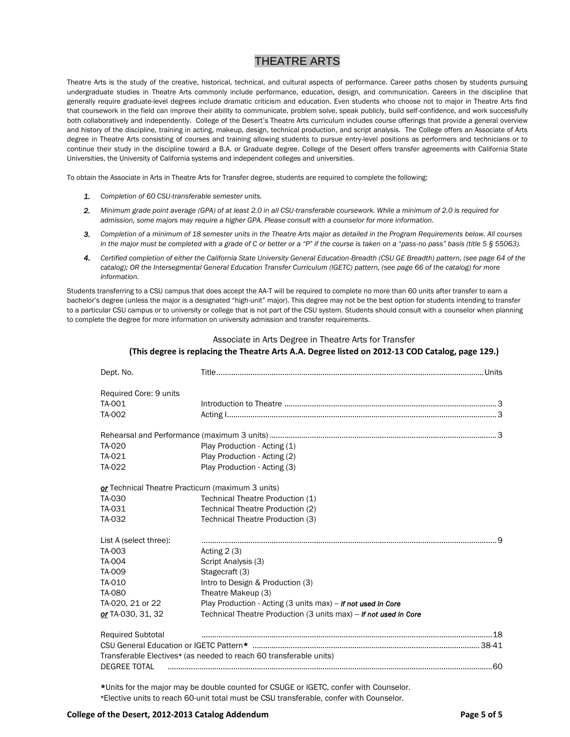# THEATRE ARTS

Theatre Arts is the study of the creative, historical, technical, and cultural aspects of performance. Career paths chosen by students pursuing undergraduate studies in Theatre Arts commonly include performance, education, design, and communication. Careers in the discipline that generally require graduate-level degrees include dramatic criticism and education. Even students who choose not to major in Theatre Arts find that coursework in the field can improve their ability to communicate, problem solve, speak publicly, build self-confidence, and work successfully both collaboratively and independently. College of the Desert's Theatre Arts curriculum includes course offerings that provide a general overview and history of the discipline, training in acting, makeup, design, technical production, and script analysis. The College offers an Associate of Arts degree in Theatre Arts consisting of courses and training allowing students to pursue entry-level positions as performers and technicians or to continue their study in the discipline toward a B.A. or Graduate degree. College of the Desert offers transfer agreements with California State Universities, the University of California systems and independent colleges and universities.

To obtain the Associate in Arts in Theatre Arts for Transfer degree, students are required to complete the following:

1. *Completion of 60 CSU-transferable semester units.*
2. *Minimum grade point average (GPA) of at least 2.0 in all CSU-transferable coursework. While a minimum of 2.0 is required for admission, some majors may require a higher GPA. Please consult with a counselor for more information.*
3. *Completion of a minimum of 18 semester units in the Theatre Arts major as detailed in the Program Requirements below. All courses in the major must be completed with a grade of C or better or a "P" if the course is taken on a "pass-no pass" basis (title 5 § 55063).*
4. *Certified completion of either the California State University General Education-Breadth (CSU GE Breadth) pattern, (see page 64 of the catalog); OR the Intersegmental General Education Transfer Curriculum (IGETC) pattern, (see page 66 of the catalog) for more information.*

Students transferring to a CSU campus that does accept the AA-T will be required to complete no more than 60 units after transfer to earn a bachelor's degree (unless the major is a designated "high-unit" major). This degree may not be the best option for students intending to transfer to a particular CSU campus or to university or college that is not part of the CSU system. Students should consult with a counselor when planning to complete the degree for more information on university admission and transfer requirements.

## Associate in Arts Degree in Theatre Arts for Transfer

**(This degree is replacing the Theatre Arts A.A. Degree listed on 2012-13 COD Catalog, page 129.)**

| Dept. No. | Title | Units |
|---|---|---|
| Required Core: 9 units | | |
| TA-001 | Introduction to Theatre | 3 |
| TA-002 | Acting I | 3 |
| Rehearsal and Performance (maximum 3 units) | | 3 |
| TA-020 | Play Production - Acting (1) | |
| TA-021 | Play Production - Acting (2) | |
| TA-022 | Play Production - Acting (3) | |
| ***or*** Technical Theatre Practicum (maximum 3 units) | | |
| TA-030 | Technical Theatre Production (1) | |
| TA-031 | Technical Theatre Production (2) | |
| TA-032 | Technical Theatre Production (3) | |
| List A (select three): | | 9 |
| TA-003 | Acting 2 (3) | |
| TA-004 | Script Analysis (3) | |
| TA-009 | Stagecraft (3) | |
| TA-010 | Intro to Design & Production (3) | |
| TA-080 | Theatre Makeup (3) | |
| TA-020, 21 or 22 | Play Production - Acting (3 units max) -- ***if not used in Core*** | |
| ***or*** TA-030, 31, 32 | Technical Theatre Production (3 units max) -- ***if not used in Core*** | |
| Required Subtotal | | 18 |
| CSU General Education or IGETC Pattern* | | 38-41 |
| Transferable Electives+ (as needed to reach 60 transferable units) | | |
| DEGREE TOTAL | | 60 |

*Units for the major may be double counted for CSUGE or IGETC, confer with Counselor.
+Elective units to reach 60-unit total must be CSU transferable, confer with Counselor.